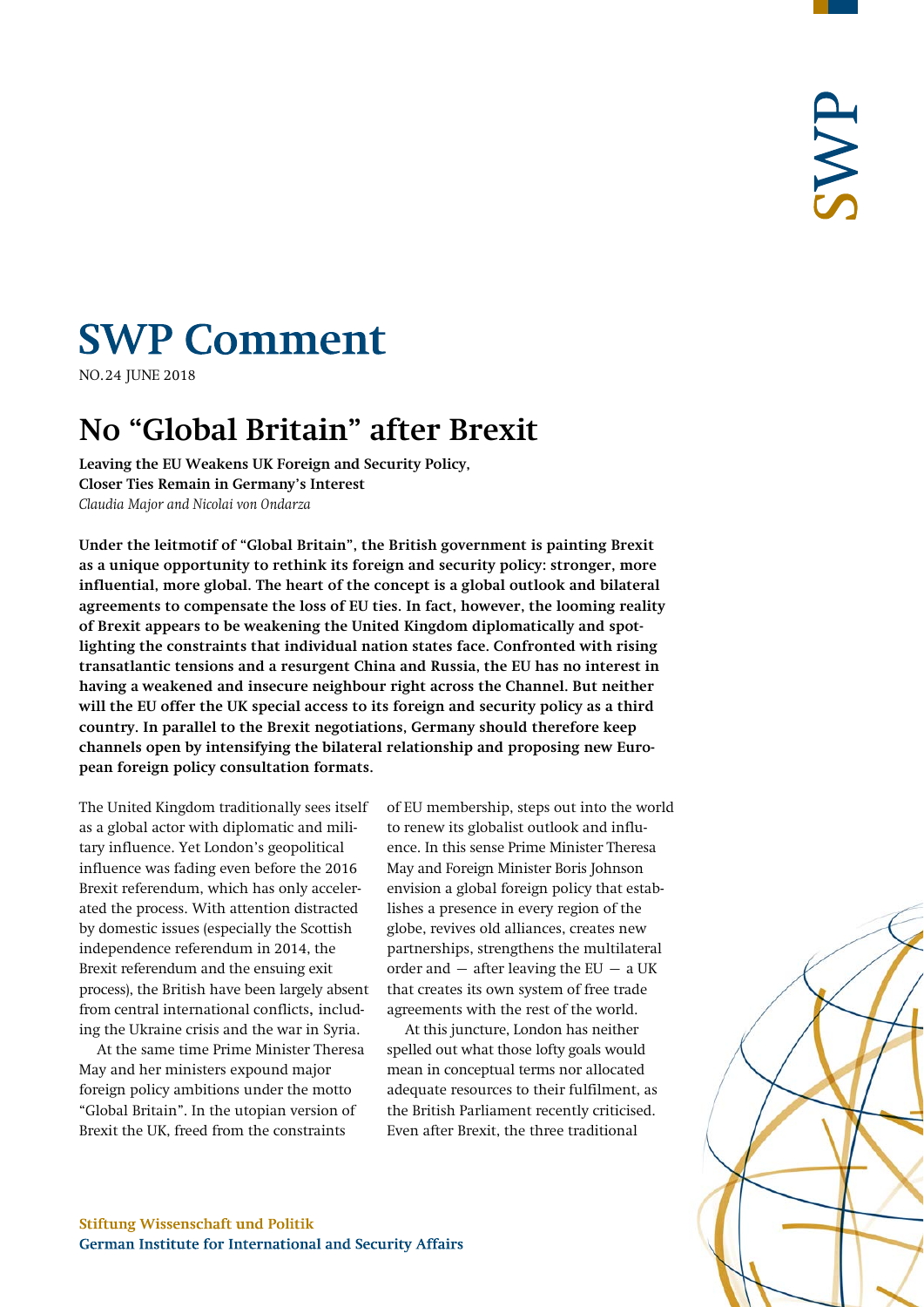# SWP Comment

NO. 24 JUNE 2018

## No "Global Britain" after Brexit

**Leaving the EU Weakens UK Foreign and Security Policy, Closer Ties Remain in Germany's Interest**

*Claudia Major and Nicolai von Ondarza*

**Under the leitmotif of "Global Britain", the British government is painting Brexit as a unique opportunity to rethink its foreign and security policy: stronger, more influential, more global. The heart of the concept is a global outlook and bilateral agreements to compensate the loss of EU ties. In fact, however, the looming reality of Brexit appears to be weakening the United Kingdom diplomatically and spotlighting the constraints that individual nation states face. Confronted with rising transatlantic tensions and a resurgent China and Russia, the EU has no interest in having a weakened and insecure neighbour right across the Channel. But neither will the EU offer the UK special access to its foreign and security policy as a third country. In parallel to the Brexit negotiations, Germany should therefore keep channels open by intensifying the bilateral relationship and proposing new European foreign policy consultation formats.**

The United Kingdom traditionally sees itself as a global actor with diplomatic and military influence. Yet London's geopolitical influence was fading even before the 2016 Brexit referendum, which has only accelerated the process. With attention distracted by domestic issues (especially the Scottish independence referendum in 2014, the Brexit referendum and the ensuing exit process), the British have been largely absent from central international conflicts, including the Ukraine crisis and the war in Syria.

At the same time Prime Minister Theresa May and her ministers expound major foreign policy ambitions under the motto "Global Britain". In the utopian version of Brexit the UK, freed from the constraints of EU membership, steps out into the world to renew its globalist outlook and influence. In this sense Prime Minister Theresa May and Foreign Minister Boris Johnson envision a global foreign policy that establishes a presence in every region of the globe, revives old alliances, creates new partnerships, strengthens the multilateral order and — after leaving the EU — a UK that creates its own system of free trade agreements with the rest of the world.

At this juncture, London has neither spelled out what those lofty goals would mean in conceptual terms nor allocated adequate resources to their fulfilment, as the British Parliament recently criticised. Even after Brexit, the three traditional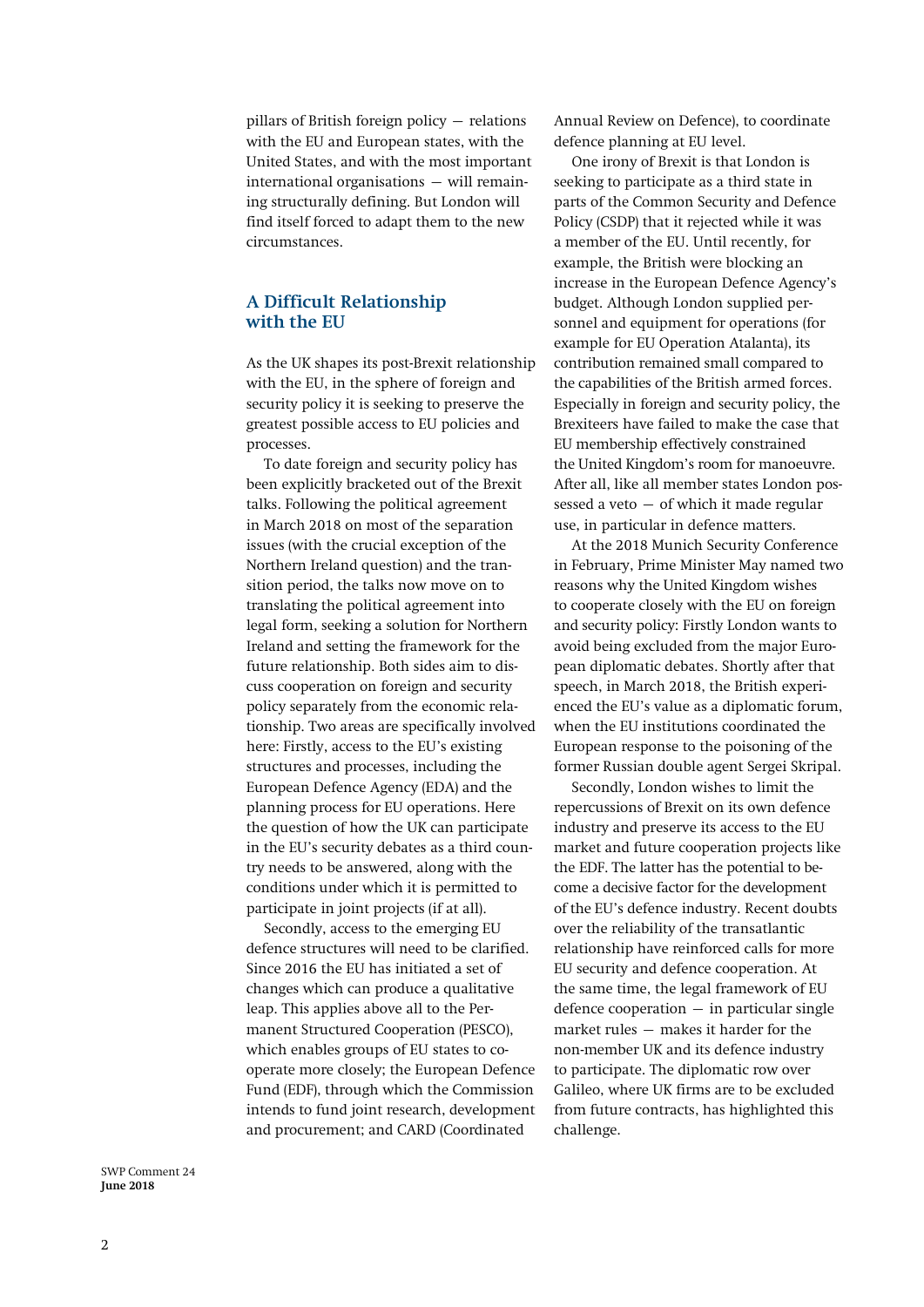pillars of British foreign policy — relations with the EU and European states, with the United States, and with the most important international organisations — will remaining structurally defining. But London will find itself forced to adapt them to the new circumstances.

## A Difficult Relationship with the EU

As the UK shapes its post-Brexit relationship with the EU, in the sphere of foreign and security policy it is seeking to preserve the greatest possible access to EU policies and processes.

To date foreign and security policy has been explicitly bracketed out of the Brexit talks. Following the political agreement in March 2018 on most of the separation issues (with the crucial exception of the Northern Ireland question) and the transition period, the talks now move on to translating the political agreement into legal form, seeking a solution for Northern Ireland and setting the framework for the future relationship. Both sides aim to discuss cooperation on foreign and security policy separately from the economic relationship. Two areas are specifically involved here: Firstly, access to the EU's existing structures and processes, including the European Defence Agency (EDA) and the planning process for EU operations. Here the question of how the UK can participate in the EU's security debates as a third country needs to be answered, along with the conditions under which it is permitted to participate in joint projects (if at all).

Secondly, access to the emerging EU defence structures will need to be clarified. Since 2016 the EU has initiated a set of changes which can produce a qualitative leap. This applies above all to the Permanent Structured Cooperation (PESCO), which enables groups of EU states to cooperate more closely; the European Defence Fund (EDF), through which the Commission intends to fund joint research, development and procurement; and CARD (Coordinated Annual Review on Defence), to coordinate defence planning at EU level.

One irony of Brexit is that London is seeking to participate as a third state in parts of the Common Security and Defence Policy (CSDP) that it rejected while it was a member of the EU. Until recently, for example, the British were blocking an increase in the European Defence Agency's budget. Although London supplied personnel and equipment for operations (for example for EU Operation Atalanta), its contribution remained small compared to the capabilities of the British armed forces. Especially in foreign and security policy, the Brexiteers have failed to make the case that EU membership effectively constrained the United Kingdom's room for manoeuvre. After all, like all member states London possessed a veto — of which it made regular use, in particular in defence matters.

At the 2018 Munich Security Conference in February, Prime Minister May named two reasons why the United Kingdom wishes to cooperate closely with the EU on foreign and security policy: Firstly London wants to avoid being excluded from the major European diplomatic debates. Shortly after that speech, in March 2018, the British experienced the EU's value as a diplomatic forum, when the EU institutions coordinated the European response to the poisoning of the former Russian double agent Sergei Skripal.

Secondly, London wishes to limit the repercussions of Brexit on its own defence industry and preserve its access to the EU market and future cooperation projects like the EDF. The latter has the potential to become a decisive factor for the development of the EU's defence industry. Recent doubts over the reliability of the transatlantic relationship have reinforced calls for more EU security and defence cooperation. At the same time, the legal framework of EU defence cooperation — in particular single market rules — makes it harder for the non-member UK and its defence industry to participate. The diplomatic row over Galileo, where UK firms are to be excluded from future contracts, has highlighted this challenge.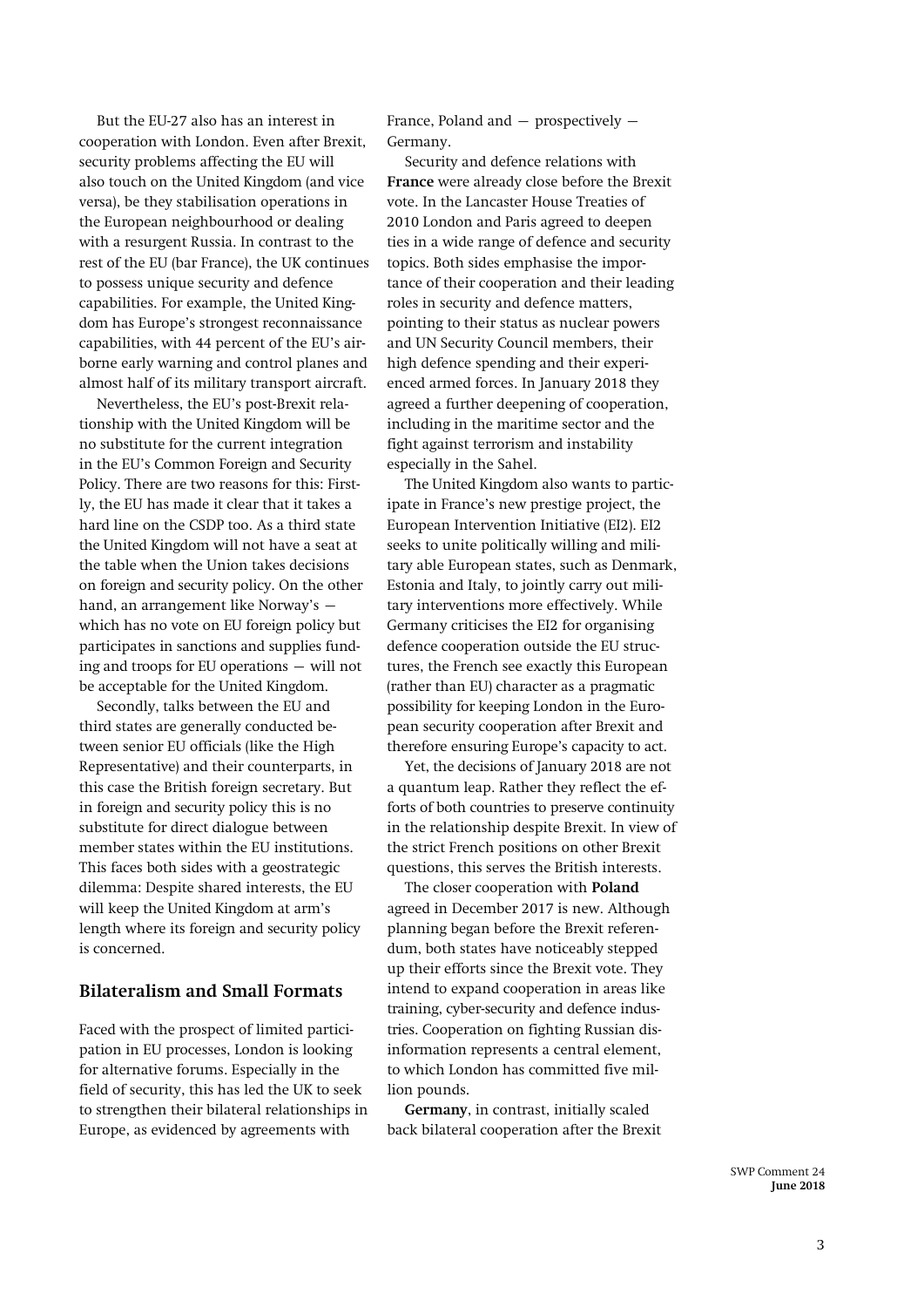But the EU-27 also has an interest in cooperation with London. Even after Brexit, security problems affecting the EU will also touch on the United Kingdom (and vice versa), be they stabilisation operations in the European neighbourhood or dealing with a resurgent Russia. In contrast to the rest of the EU (bar France), the UK continues to possess unique security and defence capabilities. For example, the United Kingdom has Europe's strongest reconnaissance capabilities, with 44 percent of the EU's airborne early warning and control planes and almost half of its military transport aircraft.

Nevertheless, the EU's post-Brexit relationship with the United Kingdom will be no substitute for the current integration in the EU's Common Foreign and Security Policy. There are two reasons for this: Firstly, the EU has made it clear that it takes a hard line on the CSDP too. As a third state the United Kingdom will not have a seat at the table when the Union takes decisions on foreign and security policy. On the other hand, an arrangement like Norway's — which has no vote on EU foreign policy but participates in sanctions and supplies funding and troops for EU operations — will not be acceptable for the United Kingdom.

Secondly, talks between the EU and third states are generally conducted between senior EU officials (like the High Representative) and their counterparts, in this case the British foreign secretary. But in foreign and security policy this is no substitute for direct dialogue between member states within the EU institutions. This faces both sides with a geostrategic dilemma: Despite shared interests, the EU will keep the United Kingdom at arm's length where its foreign and security policy is concerned.

## Bilateralism and Small Formats

Faced with the prospect of limited participation in EU processes, London is looking for alternative forums. Especially in the field of security, this has led the UK to seek to strengthen their bilateral relationships in Europe, as evidenced by agreements with France, Poland and — prospectively — Germany.

Security and defence relations with **France** were already close before the Brexit vote. In the Lancaster House Treaties of 2010 London and Paris agreed to deepen ties in a wide range of defence and security topics. Both sides emphasise the importance of their cooperation and their leading roles in security and defence matters, pointing to their status as nuclear powers and UN Security Council members, their high defence spending and their experienced armed forces. In January 2018 they agreed a further deepening of cooperation, including in the maritime sector and the fight against terrorism and instability especially in the Sahel.

The United Kingdom also wants to participate in France's new prestige project, the European Intervention Initiative (EI2). EI2 seeks to unite politically willing and militarily able European states, such as Denmark, Estonia and Italy, to jointly carry out military interventions more effectively. While Germany criticises the EI2 for organising defence cooperation outside the EU structures, the French see exactly this European (rather than EU) character as a pragmatic possibility for keeping London in the European security cooperation after Brexit and therefore ensuring Europe's capacity to act.

Yet, the decisions of January 2018 are not a quantum leap. Rather they reflect the efforts of both countries to preserve continuity in the relationship despite Brexit. In view of the strict French positions on other Brexit questions, this serves the British interests.

The closer cooperation with **Poland** agreed in December 2017 is new. Although planning began before the Brexit referendum, both states have noticeably stepped up their efforts since the Brexit vote. They intend to expand cooperation in areas like training, cyber-security and defence industries. Cooperation on fighting Russian disinformation represents a central element, to which London has committed five million pounds.

**Germany**, in contrast, initially scaled back bilateral cooperation after the Brexit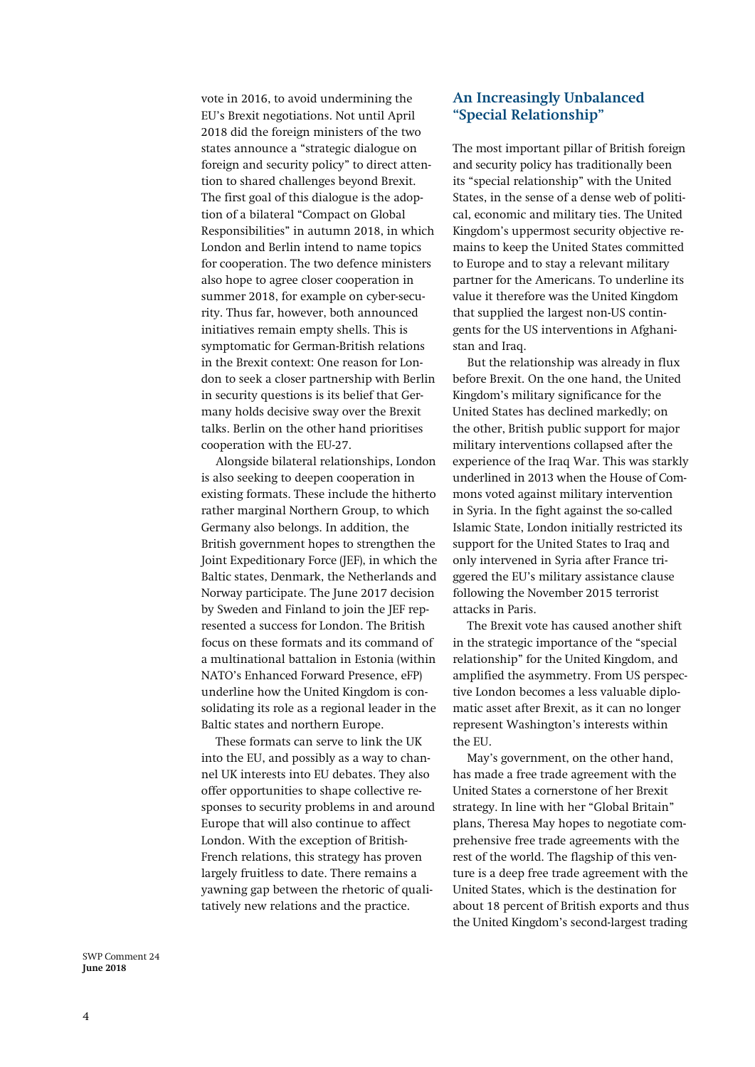vote in 2016, to avoid undermining the EU's Brexit negotiations. Not until April 2018 did the foreign ministers of the two states announce a "strategic dialogue on foreign and security policy" to direct attention to shared challenges beyond Brexit. The first goal of this dialogue is the adoption of a bilateral "Compact on Global Responsibilities" in autumn 2018, in which London and Berlin intend to name topics for cooperation. The two defence ministers also hope to agree closer cooperation in summer 2018, for example on cyber-security. Thus far, however, both announced initiatives remain empty shells. This is symptomatic for German-British relations in the Brexit context: One reason for London to seek a closer partnership with Berlin in security questions is its belief that Germany holds decisive sway over the Brexit talks. Berlin on the other hand prioritises cooperation with the EU-27.

Alongside bilateral relationships, London is also seeking to deepen cooperation in existing formats. These include the hitherto rather marginal Northern Group, to which Germany also belongs. In addition, the British government hopes to strengthen the Joint Expeditionary Force (JEF), in which the Baltic states, Denmark, the Netherlands and Norway participate. The June 2017 decision by Sweden and Finland to join the JEF represented a success for London. The British focus on these formats and its command of a multinational battalion in Estonia (within NATO's Enhanced Forward Presence, eFP) underline how the United Kingdom is consolidating its role as a regional leader in the Baltic states and northern Europe.

These formats can serve to link the UK into the EU, and possibly as a way to channel UK interests into EU debates. They also offer opportunities to shape collective responses to security problems in and around Europe that will also continue to affect London. With the exception of British-French relations, this strategy has proven largely fruitless to date. There remains a yawning gap between the rhetoric of qualitatively new relations and the practice.

## An Increasingly Unbalanced "Special Relationship"

The most important pillar of British foreign and security policy has traditionally been its "special relationship" with the United States, in the sense of a dense web of political, economic and military ties. The United Kingdom's uppermost security objective remains to keep the United States committed to Europe and to stay a relevant military partner for the Americans. To underline its value it therefore was the United Kingdom that supplied the largest non-US contingents for the US interventions in Afghanistan and Iraq.

But the relationship was already in flux before Brexit. On the one hand, the United Kingdom's military significance for the United States has declined markedly; on the other, British public support for major military interventions collapsed after the experience of the Iraq War. This was starkly underlined in 2013 when the House of Commons voted against military intervention in Syria. In the fight against the so-called Islamic State, London initially restricted its support for the United States to Iraq and only intervened in Syria after France triggered the EU's military assistance clause following the November 2015 terrorist attacks in Paris.

The Brexit vote has caused another shift in the strategic importance of the "special relationship" for the United Kingdom, and amplified the asymmetry. From US perspective London becomes a less valuable diplomatic asset after Brexit, as it can no longer represent Washington's interests within the EU.

May's government, on the other hand, has made a free trade agreement with the United States a cornerstone of her Brexit strategy. In line with her "Global Britain" plans, Theresa May hopes to negotiate comprehensive free trade agreements with the rest of the world. The flagship of this venture is a deep free trade agreement with the United States, which is the destination for about 18 percent of British exports and thus the United Kingdom's second-largest trading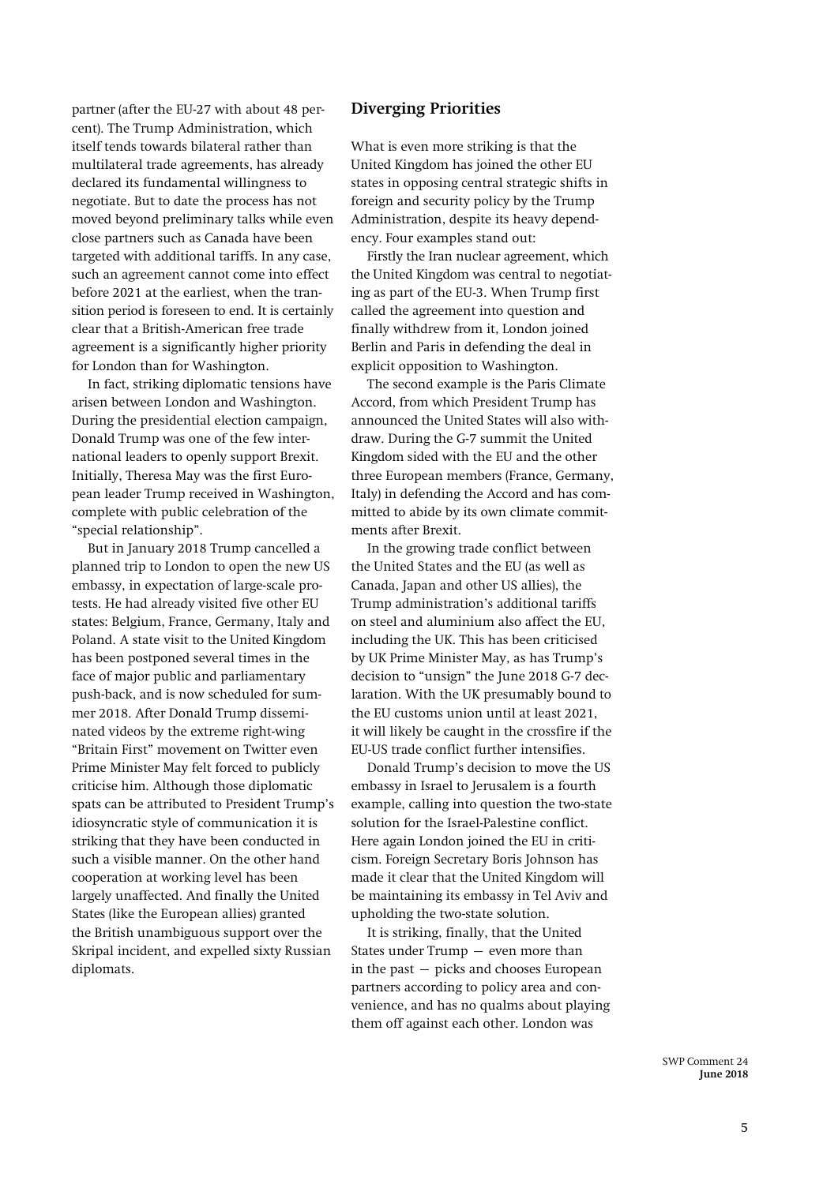partner (after the EU-27 with about 48 percent). The Trump Administration, which itself tends towards bilateral rather than multilateral trade agreements, has already declared its fundamental willingness to negotiate. But to date the process has not moved beyond preliminary talks while even close partners such as Canada have been targeted with additional tariffs. In any case, such an agreement cannot come into effect before 2021 at the earliest, when the transition period is foreseen to end. It is certainly clear that a British-American free trade agreement is a significantly higher priority for London than for Washington.

In fact, striking diplomatic tensions have arisen between London and Washington. During the presidential election campaign, Donald Trump was one of the few international leaders to openly support Brexit. Initially, Theresa May was the first European leader Trump received in Washington, complete with public celebration of the "special relationship".

But in January 2018 Trump cancelled a planned trip to London to open the new US embassy, in expectation of large-scale protests. He had already visited five other EU states: Belgium, France, Germany, Italy and Poland. A state visit to the United Kingdom has been postponed several times in the face of major public and parliamentary push-back, and is now scheduled for summer 2018. After Donald Trump disseminated videos by the extreme right-wing "Britain First" movement on Twitter even Prime Minister May felt forced to publicly criticise him. Although those diplomatic spats can be attributed to President Trump's idiosyncratic style of communication it is striking that they have been conducted in such a visible manner. On the other hand cooperation at working level has been largely unaffected. And finally the United States (like the European allies) granted the British unambiguous support over the Skripal incident, and expelled sixty Russian diplomats.

## Diverging Priorities

What is even more striking is that the United Kingdom has joined the other EU states in opposing central strategic shifts in foreign and security policy by the Trump Administration, despite its heavy dependency. Four examples stand out:

Firstly the Iran nuclear agreement, which the United Kingdom was central to negotiating as part of the EU-3. When Trump first called the agreement into question and finally withdrew from it, London joined Berlin and Paris in defending the deal in explicit opposition to Washington.

The second example is the Paris Climate Accord, from which President Trump has announced the United States will also withdraw. During the G-7 summit the United Kingdom sided with the EU and the other three European members (France, Germany, Italy) in defending the Accord and has committed to abide by its own climate commitments after Brexit.

In the growing trade conflict between the United States and the EU (as well as Canada, Japan and other US allies), the Trump administration's additional tariffs on steel and aluminium also affect the EU, including the UK. This has been criticised by UK Prime Minister May, as has Trump's decision to "unsign" the June 2018 G-7 declaration. With the UK presumably bound to the EU customs union until at least 2021, it will likely be caught in the crossfire if the EU-US trade conflict further intensifies.

Donald Trump's decision to move the US embassy in Israel to Jerusalem is a fourth example, calling into question the two-state solution for the Israel-Palestine conflict. Here again London joined the EU in criticism. Foreign Secretary Boris Johnson has made it clear that the United Kingdom will be maintaining its embassy in Tel Aviv and upholding the two-state solution.

It is striking, finally, that the United States under Trump — even more than in the past — picks and chooses European partners according to policy area and convenience, and has no qualms about playing them off against each other. London was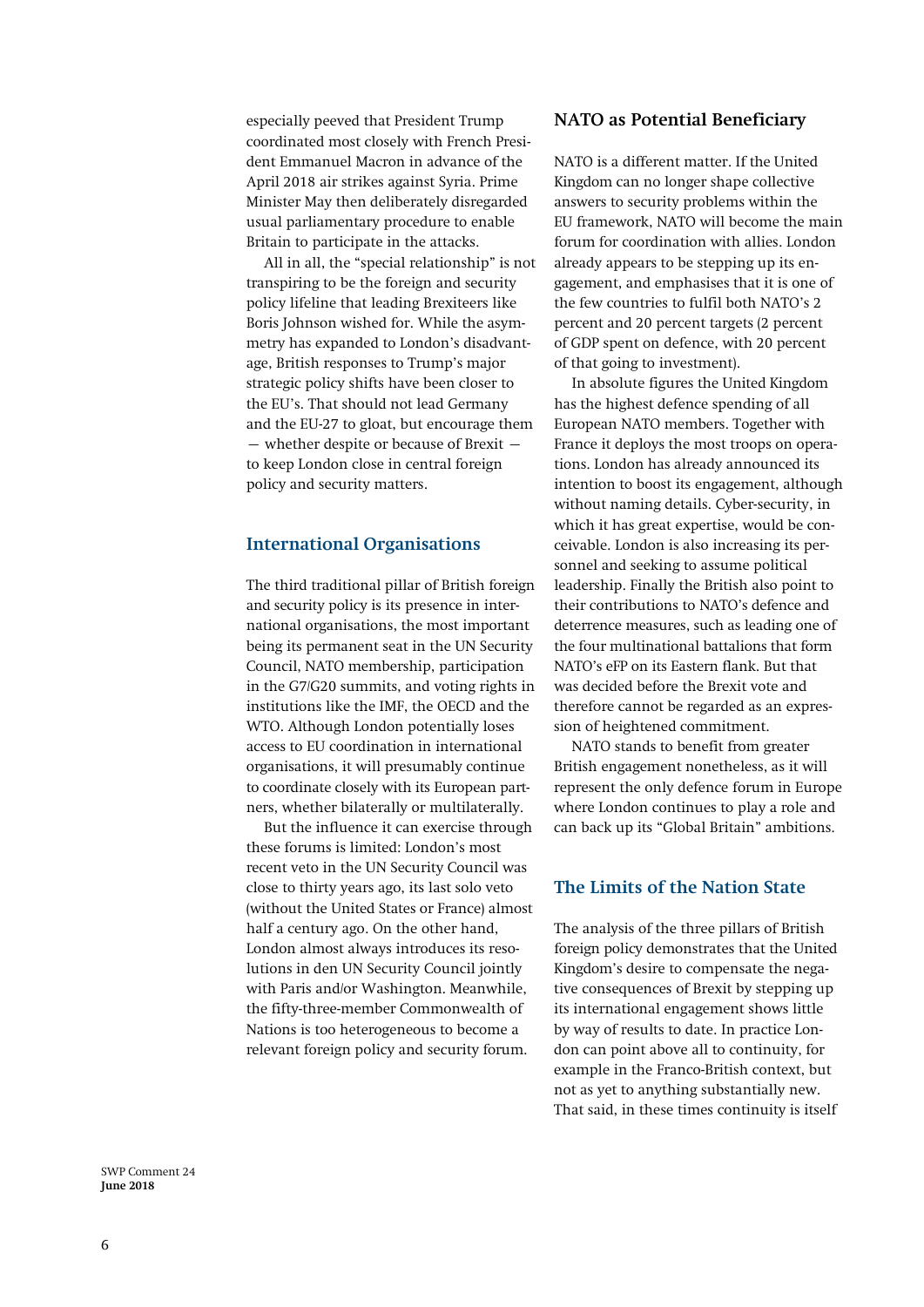especially peeved that President Trump coordinated most closely with French President Emmanuel Macron in advance of the April 2018 air strikes against Syria. Prime Minister May then deliberately disregarded usual parliamentary procedure to enable Britain to participate in the attacks.

All in all, the "special relationship" is not transpiring to be the foreign and security policy lifeline that leading Brexiteers like Boris Johnson wished for. While the asymmetry has expanded to London's disadvantage, British responses to Trump's major strategic policy shifts have been closer to the EU's. That should not lead Germany and the EU-27 to gloat, but encourage them — whether despite or because of Brexit — to keep London close in central foreign policy and security matters.

## International Organisations

The third traditional pillar of British foreign and security policy is its presence in international organisations, the most important being its permanent seat in the UN Security Council, NATO membership, participation in the G7/G20 summits, and voting rights in institutions like the IMF, the OECD and the WTO. Although London potentially loses access to EU coordination in international organisations, it will presumably continue to coordinate closely with its European partners, whether bilaterally or multilaterally.

But the influence it can exercise through these forums is limited: London's most recent veto in the UN Security Council was close to thirty years ago, its last solo veto (without the United States or France) almost half a century ago. On the other hand, London almost always introduces its resolutions in den UN Security Council jointly with Paris and/or Washington. Meanwhile, the fifty-three-member Commonwealth of Nations is too heterogeneous to become a relevant foreign policy and security forum.

## NATO as Potential Beneficiary

NATO is a different matter. If the United Kingdom can no longer shape collective answers to security problems within the EU framework, NATO will become the main forum for coordination with allies. London already appears to be stepping up its engagement, and emphasises that it is one of the few countries to fulfil both NATO's 2 percent and 20 percent targets (2 percent of GDP spent on defence, with 20 percent of that going to investment).

In absolute figures the United Kingdom has the highest defence spending of all European NATO members. Together with France it deploys the most troops on operations. London has already announced its intention to boost its engagement, although without naming details. Cyber-security, in which it has great expertise, would be conceivable. London is also increasing its personnel and seeking to assume political leadership. Finally the British also point to their contributions to NATO's defence and deterrence measures, such as leading one of the four multinational battalions that form NATO's eFP on its Eastern flank. But that was decided before the Brexit vote and therefore cannot be regarded as an expression of heightened commitment.

NATO stands to benefit from greater British engagement nonetheless, as it will represent the only defence forum in Europe where London continues to play a role and can back up its "Global Britain" ambitions.

## The Limits of the Nation State

The analysis of the three pillars of British foreign policy demonstrates that the United Kingdom's desire to compensate the negative consequences of Brexit by stepping up its international engagement shows little by way of results to date. In practice London can point above all to continuity, for example in the Franco-British context, but not as yet to anything substantially new. That said, in these times continuity is itself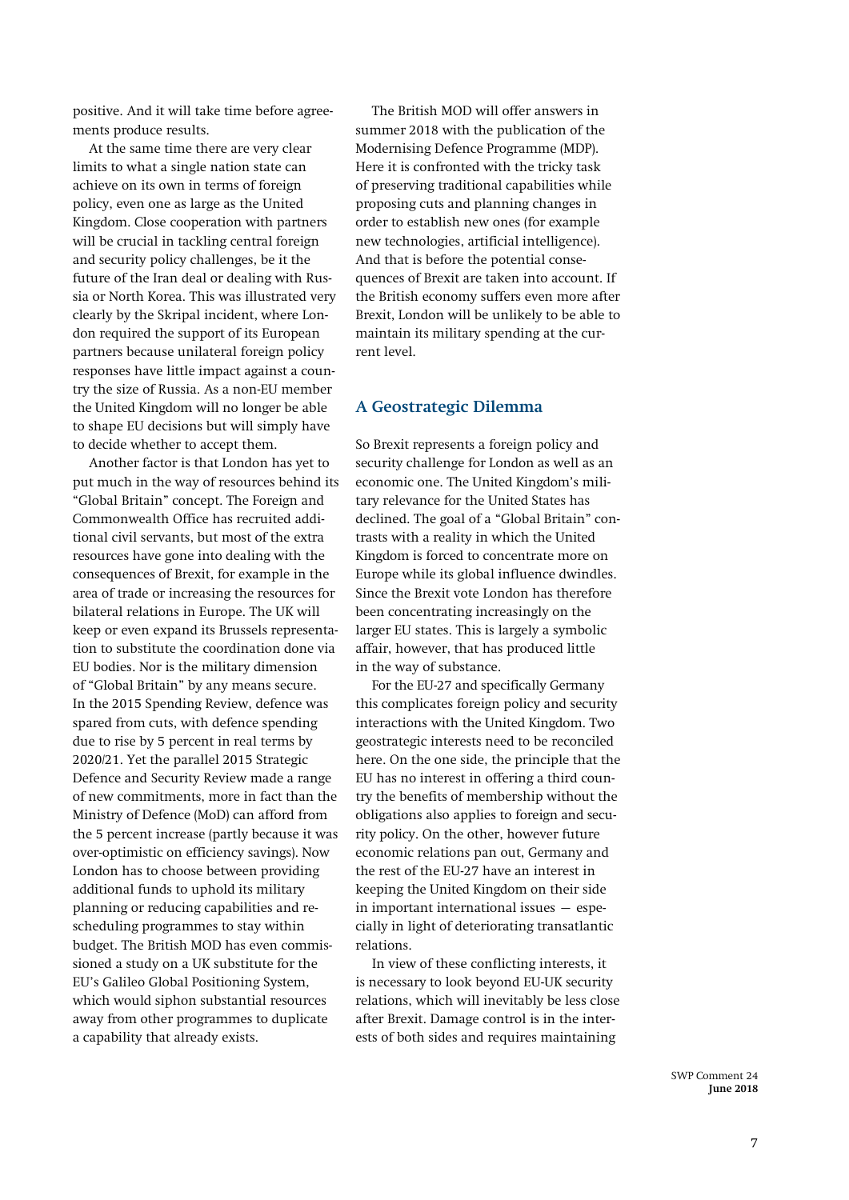positive. And it will take time before agreements produce results.

At the same time there are very clear limits to what a single nation state can achieve on its own in terms of foreign policy, even one as large as the United Kingdom. Close cooperation with partners will be crucial in tackling central foreign and security policy challenges, be it the future of the Iran deal or dealing with Russia or North Korea. This was illustrated very clearly by the Skripal incident, where London required the support of its European partners because unilateral foreign policy responses have little impact against a country the size of Russia. As a non-EU member the United Kingdom will no longer be able to shape EU decisions but will simply have to decide whether to accept them.

Another factor is that London has yet to put much in the way of resources behind its "Global Britain" concept. The Foreign and Commonwealth Office has recruited additional civil servants, but most of the extra resources have gone into dealing with the consequences of Brexit, for example in the area of trade or increasing the resources for bilateral relations in Europe. The UK will keep or even expand its Brussels representation to substitute the coordination done via EU bodies. Nor is the military dimension of "Global Britain" by any means secure. In the 2015 Spending Review, defence was spared from cuts, with defence spending due to rise by 5 percent in real terms by 2020/21. Yet the parallel 2015 Strategic Defence and Security Review made a range of new commitments, more in fact than the Ministry of Defence (MoD) can afford from the 5 percent increase (partly because it was over-optimistic on efficiency savings). Now London has to choose between providing additional funds to uphold its military planning or reducing capabilities and rescheduling programmes to stay within budget. The British MOD has even commissioned a study on a UK substitute for the EU's Galileo Global Positioning System, which would siphon substantial resources away from other programmes to duplicate a capability that already exists.

The British MOD will offer answers in summer 2018 with the publication of the Modernising Defence Programme (MDP). Here it is confronted with the tricky task of preserving traditional capabilities while proposing cuts and planning changes in order to establish new ones (for example new technologies, artificial intelligence). And that is before the potential consequences of Brexit are taken into account. If the British economy suffers even more after Brexit, London will be unlikely to be able to maintain its military spending at the current level.

## A Geostrategic Dilemma

So Brexit represents a foreign policy and security challenge for London as well as an economic one. The United Kingdom's military relevance for the United States has declined. The goal of a "Global Britain" contrasts with a reality in which the United Kingdom is forced to concentrate more on Europe while its global influence dwindles. Since the Brexit vote London has therefore been concentrating increasingly on the larger EU states. This is largely a symbolic affair, however, that has produced little in the way of substance.

For the EU-27 and specifically Germany this complicates foreign policy and security interactions with the United Kingdom. Two geostrategic interests need to be reconciled here. On the one side, the principle that the EU has no interest in offering a third country the benefits of membership without the obligations also applies to foreign and security policy. On the other, however future economic relations pan out, Germany and the rest of the EU-27 have an interest in keeping the United Kingdom on their side in important international issues — especially in light of deteriorating transatlantic relations.

In view of these conflicting interests, it is necessary to look beyond EU-UK security relations, which will inevitably be less close after Brexit. Damage control is in the interests of both sides and requires maintaining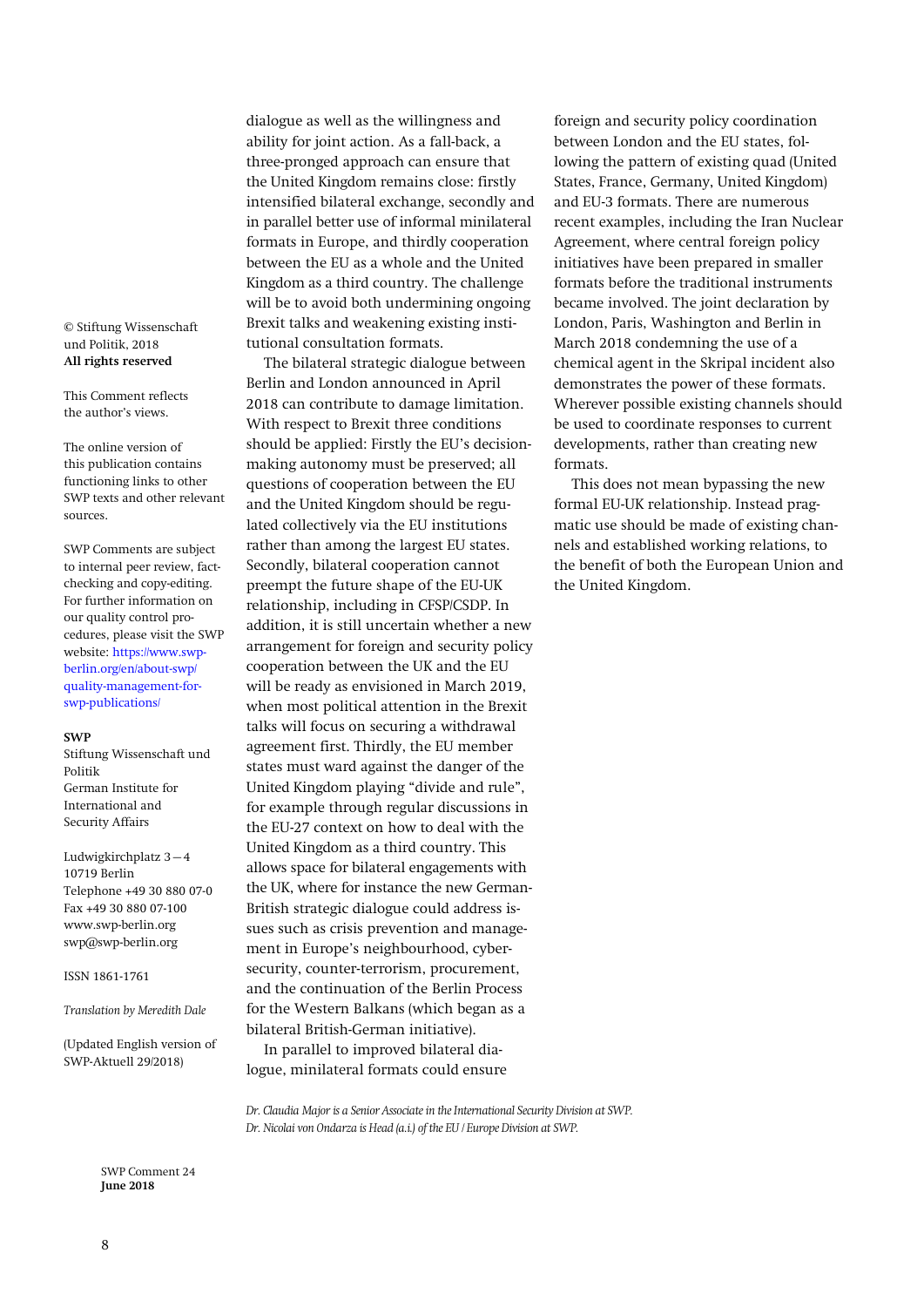dialogue as well as the willingness and ability for joint action. As a fall-back, a three-pronged approach can ensure that the United Kingdom remains close: firstly intensified bilateral exchange, secondly and in parallel better use of informal minilateral formats in Europe, and thirdly cooperation between the EU as a whole and the United Kingdom as a third country. The challenge will be to avoid both undermining ongoing Brexit talks and weakening existing institutional consultation formats.

The bilateral strategic dialogue between Berlin and London announced in April 2018 can contribute to damage limitation. With respect to Brexit three conditions should be applied: Firstly the EU's decision-making autonomy must be preserved; all questions of cooperation between the EU and the United Kingdom should be regulated collectively via the EU institutions rather than among the largest EU states. Secondly, bilateral cooperation cannot preempt the future shape of the EU-UK relationship, including in CFSP/CSDP. In addition, it is still uncertain whether a new arrangement for foreign and security policy cooperation between the UK and the EU will be ready as envisioned in March 2019, when most political attention in the Brexit talks will focus on securing a withdrawal agreement first. Thirdly, the EU member states must ward against the danger of the United Kingdom playing "divide and rule", for example through regular discussions in the EU-27 context on how to deal with the United Kingdom as a third country. This allows space for bilateral engagements with the UK, where for instance the new German-British strategic dialogue could address issues such as crisis prevention and management in Europe's neighbourhood, cybersecurity, counter-terrorism, procurement, and the continuation of the Berlin Process for the Western Balkans (which began as a bilateral British-German initiative).

In parallel to improved bilateral dialogue, minilateral formats could ensure foreign and security policy coordination between London and the EU states, following the pattern of existing quad (United States, France, Germany, United Kingdom) and EU-3 formats. There are numerous recent examples, including the Iran Nuclear Agreement, where central foreign policy initiatives have been prepared in smaller formats before the traditional instruments became involved. The joint declaration by London, Paris, Washington and Berlin in March 2018 condemning the use of a chemical agent in the Skripal incident also demonstrates the power of these formats. Wherever possible existing channels should be used to coordinate responses to current developments, rather than creating new formats.

This does not mean bypassing the new formal EU-UK relationship. Instead pragmatic use should be made of existing channels and established working relations, to the benefit of both the European Union and the United Kingdom.

*Dr. Claudia Major is a Senior Associate in the International Security Division at SWP.*
*Dr. Nicolai von Ondarza is Head (a.i.) of the EU / Europe Division at SWP.*

© Stiftung Wissenschaft und Politik, 2018
**All rights reserved**

This Comment reflects the author's views.

The online version of this publication contains functioning links to other SWP texts and other relevant sources.

SWP Comments are subject to internal peer review, fact-checking and copy-editing. For further information on our quality control procedures, please visit the SWP website: https://www.swp-berlin.org/en/about-swp/quality-management-for-swp-publications/

**SWP**
Stiftung Wissenschaft und Politik
German Institute for International and Security Affairs

Ludwigkirchplatz 3 – 4
10719 Berlin
Telephone +49 30 880 07-0
Fax +49 30 880 07-100
www.swp-berlin.org
swp@swp-berlin.org

ISSN 1861-1761

*Translation by Meredith Dale*

(Updated English version of SWP-Aktuell 29/2018)